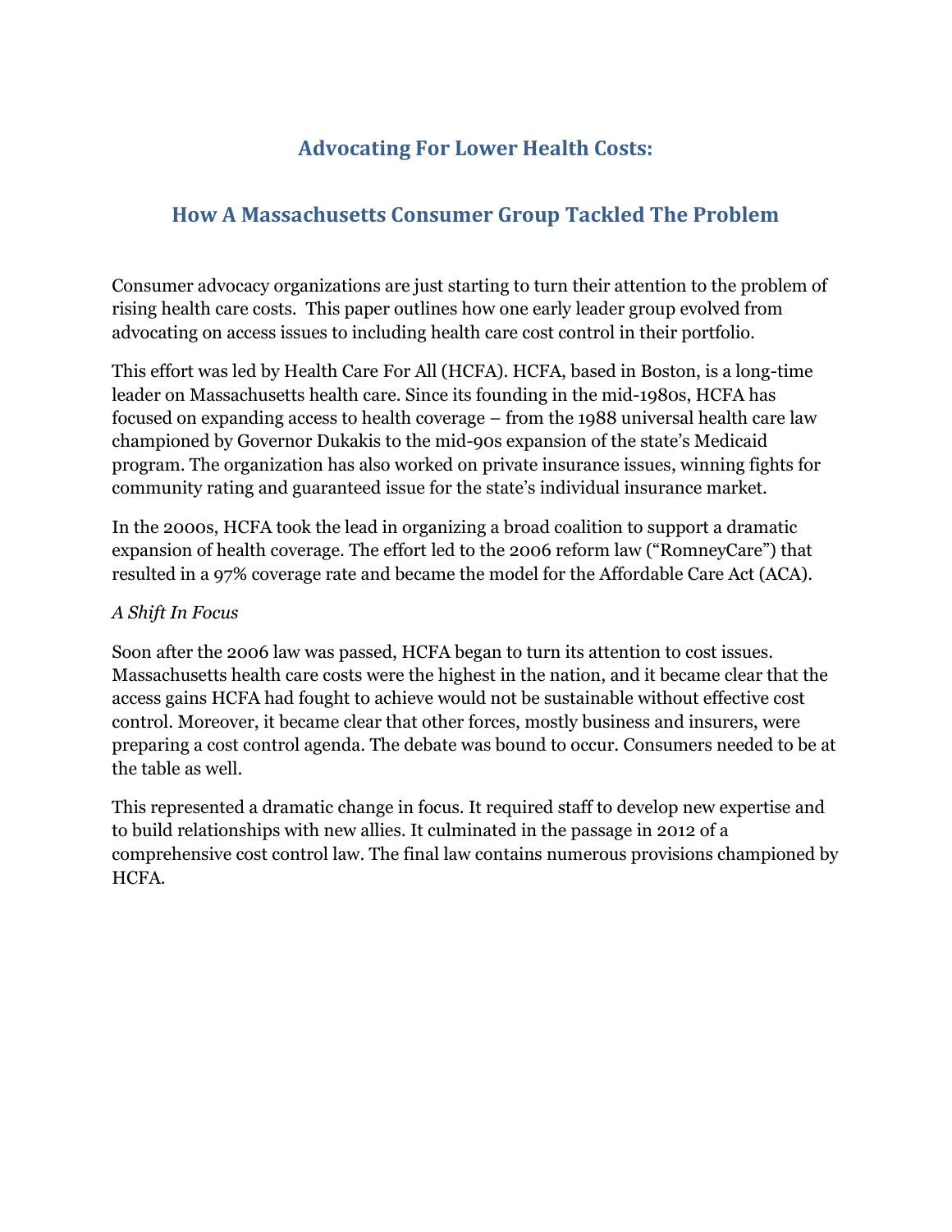# Advocating For Lower Health Costs:

## How A Massachusetts Consumer Group Tackled The Problem

Consumer advocacy organizations are just starting to turn their attention to the problem of rising health care costs. This paper outlines how one early leader group evolved from advocating on access issues to including health care cost control in their portfolio.

This effort was led by Health Care For All (HCFA). HCFA, based in Boston, is a long-time leader on Massachusetts health care. Since its founding in the mid-1980s, HCFA has focused on expanding access to health coverage – from the 1988 universal health care law championed by Governor Dukakis to the mid-90s expansion of the state's Medicaid program. The organization has also worked on private insurance issues, winning fights for community rating and guaranteed issue for the state's individual insurance market.

In the 2000s, HCFA took the lead in organizing a broad coalition to support a dramatic expansion of health coverage. The effort led to the 2006 reform law ("RomneyCare") that resulted in a 97% coverage rate and became the model for the Affordable Care Act (ACA).

*A Shift In Focus*

Soon after the 2006 law was passed, HCFA began to turn its attention to cost issues. Massachusetts health care costs were the highest in the nation, and it became clear that the access gains HCFA had fought to achieve would not be sustainable without effective cost control. Moreover, it became clear that other forces, mostly business and insurers, were preparing a cost control agenda. The debate was bound to occur. Consumers needed to be at the table as well.

This represented a dramatic change in focus. It required staff to develop new expertise and to build relationships with new allies. It culminated in the passage in 2012 of a comprehensive cost control law. The final law contains numerous provisions championed by HCFA.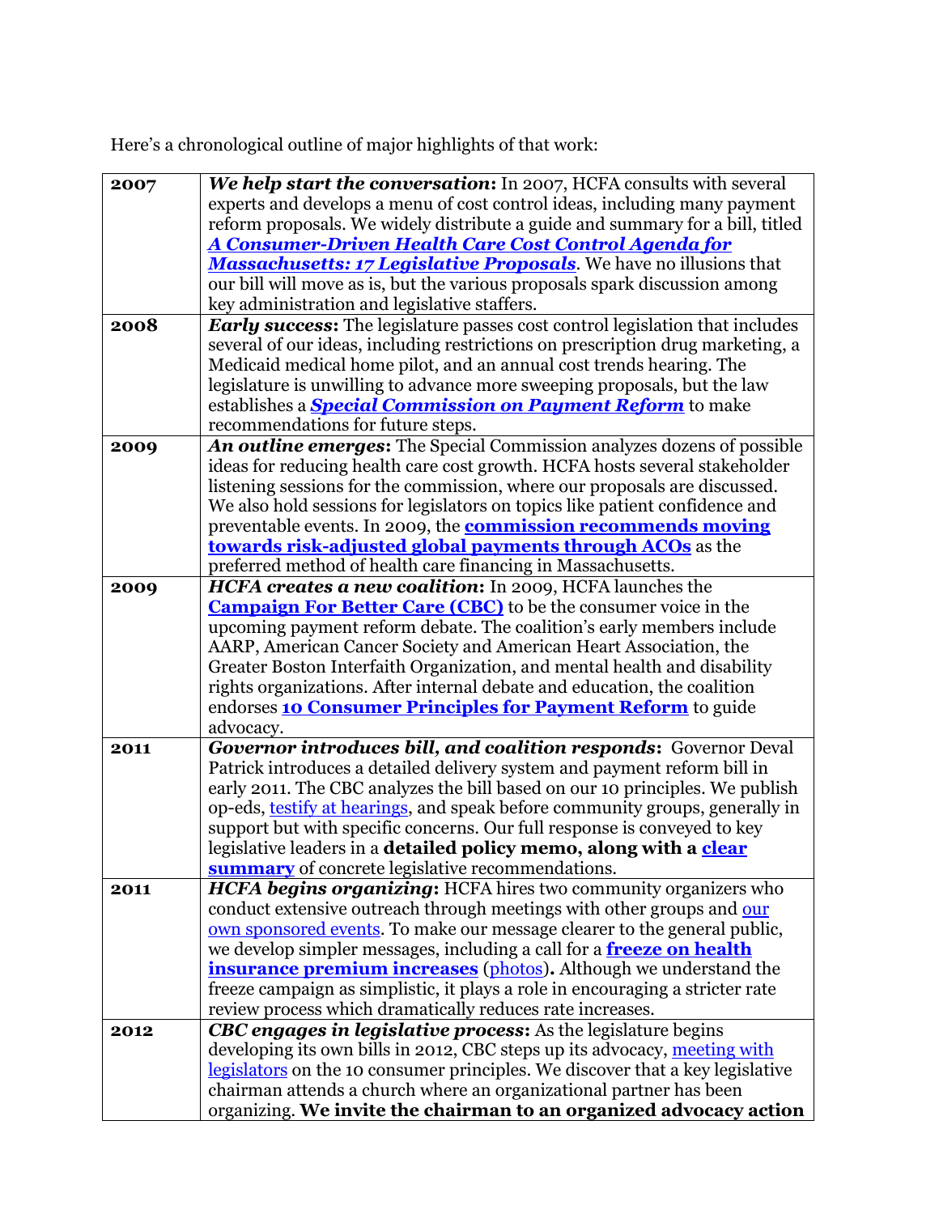Here's a chronological outline of major highlights of that work:

| | |
|---|---|
| **2007** | ***We help start the conversation*:** In 2007, HCFA consults with several experts and develops a menu of cost control ideas, including many payment reform proposals. We widely distribute a guide and summary for a bill, titled ***A Consumer-Driven Health Care Cost Control Agenda for Massachusetts: 17 Legislative Proposals***. We have no illusions that our bill will move as is, but the various proposals spark discussion among key administration and legislative staffers. |
| **2008** | ***Early success*:** The legislature passes cost control legislation that includes several of our ideas, including restrictions on prescription drug marketing, a Medicaid medical home pilot, and an annual cost trends hearing. The legislature is unwilling to advance more sweeping proposals, but the law establishes a ***Special Commission on Payment Reform*** to make recommendations for future steps. |
| **2009** | ***An outline emerges*:** The Special Commission analyzes dozens of possible ideas for reducing health care cost growth. HCFA hosts several stakeholder listening sessions for the commission, where our proposals are discussed. We also hold sessions for legislators on topics like patient confidence and preventable events. In 2009, the **commission recommends moving towards risk-adjusted global payments through ACOs** as the preferred method of health care financing in Massachusetts. |
| **2009** | ***HCFA creates a new coalition*:** In 2009, HCFA launches the **Campaign For Better Care (CBC)** to be the consumer voice in the upcoming payment reform debate. The coalition's early members include AARP, American Cancer Society and American Heart Association, the Greater Boston Interfaith Organization, and mental health and disability rights organizations. After internal debate and education, the coalition endorses **10 Consumer Principles for Payment Reform** to guide advocacy. |
| **2011** | ***Governor introduces bill, and coalition responds*:** Governor Deval Patrick introduces a detailed delivery system and payment reform bill in early 2011. The CBC analyzes the bill based on our 10 principles. We publish op-eds, testify at hearings, and speak before community groups, generally in support but with specific concerns. Our full response is conveyed to key legislative leaders in a **detailed policy memo, along with a clear summary** of concrete legislative recommendations. |
| **2011** | ***HCFA begins organizing*:** HCFA hires two community organizers who conduct extensive outreach through meetings with other groups and our own sponsored events. To make our message clearer to the general public, we develop simpler messages, including a call for a **freeze on health insurance premium increases** (photos)**.** Although we understand the freeze campaign as simplistic, it plays a role in encouraging a stricter rate review process which dramatically reduces rate increases. |
| **2012** | ***CBC engages in legislative process*:** As the legislature begins developing its own bills in 2012, CBC steps up its advocacy, meeting with legislators on the 10 consumer principles. We discover that a key legislative chairman attends a church where an organizational partner has been organizing. **We invite the chairman to an organized advocacy action** |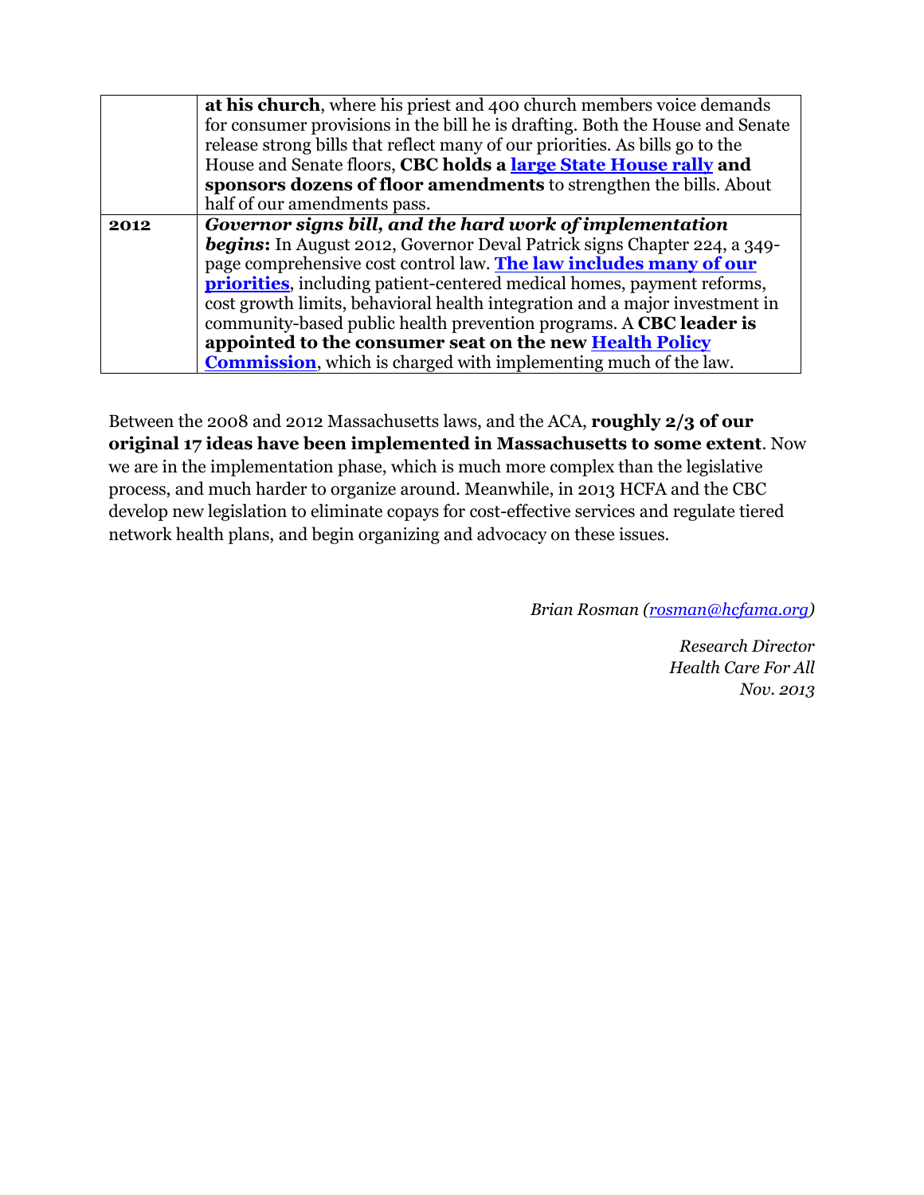| | |
|---|---|
| | **at his church**, where his priest and 400 church members voice demands for consumer provisions in the bill he is drafting. Both the House and Senate release strong bills that reflect many of our priorities. As bills go to the House and Senate floors, **CBC holds a large State House rally and sponsors dozens of floor amendments** to strengthen the bills. About half of our amendments pass. |
| **2012** | ***Governor signs bill, and the hard work of implementation begins:*** In August 2012, Governor Deval Patrick signs Chapter 224, a 349-page comprehensive cost control law. **The law includes many of our priorities**, including patient-centered medical homes, payment reforms, cost growth limits, behavioral health integration and a major investment in community-based public health prevention programs. A **CBC leader is appointed to the consumer seat on the new Health Policy Commission**, which is charged with implementing much of the law. |

Between the 2008 and 2012 Massachusetts laws, and the ACA, **roughly 2/3 of our original 17 ideas have been implemented in Massachusetts to some extent**. Now we are in the implementation phase, which is much more complex than the legislative process, and much harder to organize around. Meanwhile, in 2013 HCFA and the CBC develop new legislation to eliminate copays for cost-effective services and regulate tiered network health plans, and begin organizing and advocacy on these issues.

*Brian Rosman (rosman@hcfama.org)*

*Research Director*
*Health Care For All*
*Nov. 2013*